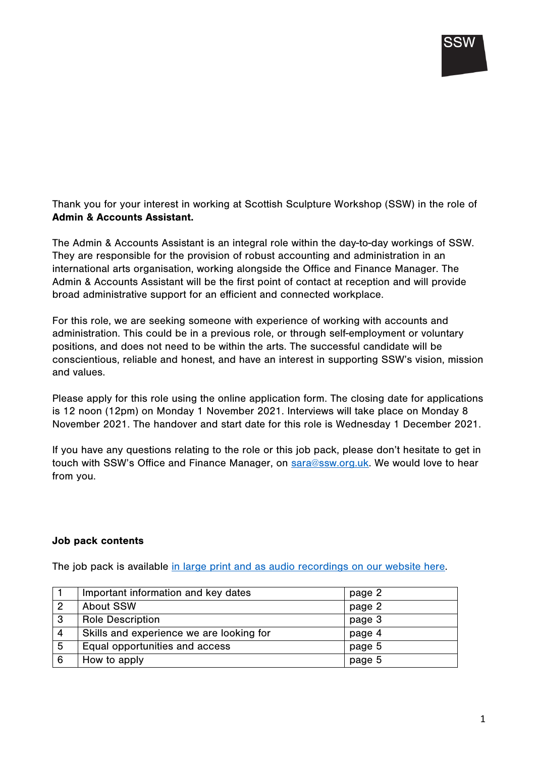SSW

Thank you for your interest in working at Scottish Sculpture Workshop (SSW) in the role of **Admin & Accounts Assistant.**

The Admin & Accounts Assistant is an integral role within the day-to-day workings of SSW. They are responsible for the provision of robust accounting and administration in an international arts organisation, working alongside the Office and Finance Manager. The Admin & Accounts Assistant will be the first point of contact at reception and will provide broad administrative support for an efficient and connected workplace.

For this role, we are seeking someone with experience of working with accounts and administration. This could be in a previous role, or through self-employment or voluntary positions, and does not need to be within the arts. The successful candidate will be conscientious, reliable and honest, and have an interest in supporting SSW's vision, mission and values.

Please apply for this role using the online application form. The closing date for applications is 12 noon (12pm) on Monday 1 November 2021. Interviews will take place on Monday 8 November 2021. The handover and start date for this role is Wednesday 1 December 2021.

If you have any questions relating to the role or this job pack, please don't hesitate to get in touch with SSW's Office and Finance Manager, on sara@ssw.org.uk. We would love to hear from you.

**Job pack contents**

The job pack is available in large print and as audio recordings on our website here.

| | | |
|---|---|---|
| 1 | Important information and key dates | page 2 |
| 2 | About SSW | page 2 |
| 3 | Role Description | page 3 |
| 4 | Skills and experience we are looking for | page 4 |
| 5 | Equal opportunities and access | page 5 |
| 6 | How to apply | page 5 |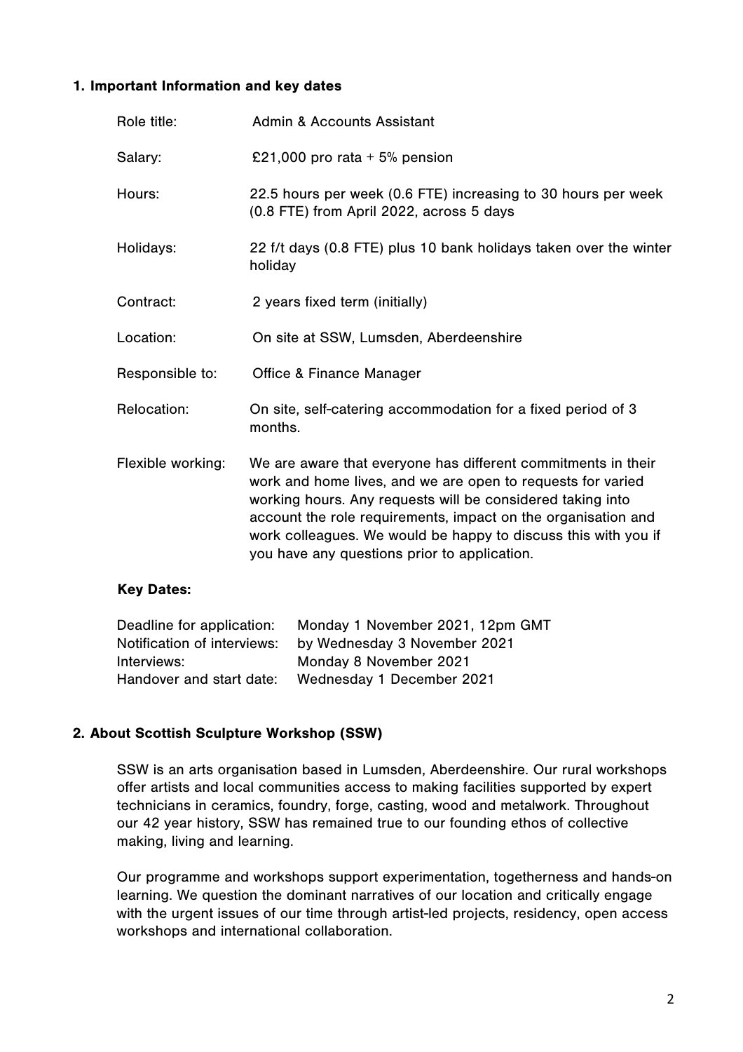## 1. Important Information and key dates

| | |
|---|---|
| Role title: | Admin & Accounts Assistant |
| Salary: | £21,000 pro rata + 5% pension |
| Hours: | 22.5 hours per week (0.6 FTE) increasing to 30 hours per week (0.8 FTE) from April 2022, across 5 days |
| Holidays: | 22 f/t days (0.8 FTE) plus 10 bank holidays taken over the winter holiday |
| Contract: | 2 years fixed term (initially) |
| Location: | On site at SSW, Lumsden, Aberdeenshire |
| Responsible to: | Office & Finance Manager |
| Relocation: | On site, self-catering accommodation for a fixed period of 3 months. |
| Flexible working: | We are aware that everyone has different commitments in their work and home lives, and we are open to requests for varied working hours. Any requests will be considered taking into account the role requirements, impact on the organisation and work colleagues. We would be happy to discuss this with you if you have any questions prior to application. |

**Key Dates:**

| | |
|---|---|
| Deadline for application: | Monday 1 November 2021, 12pm GMT |
| Notification of interviews: | by Wednesday 3 November 2021 |
| Interviews: | Monday 8 November 2021 |
| Handover and start date: | Wednesday 1 December 2021 |

## 2. About Scottish Sculpture Workshop (SSW)

SSW is an arts organisation based in Lumsden, Aberdeenshire. Our rural workshops offer artists and local communities access to making facilities supported by expert technicians in ceramics, foundry, forge, casting, wood and metalwork. Throughout our 42 year history, SSW has remained true to our founding ethos of collective making, living and learning.

Our programme and workshops support experimentation, togetherness and hands-on learning. We question the dominant narratives of our location and critically engage with the urgent issues of our time through artist-led projects, residency, open access workshops and international collaboration.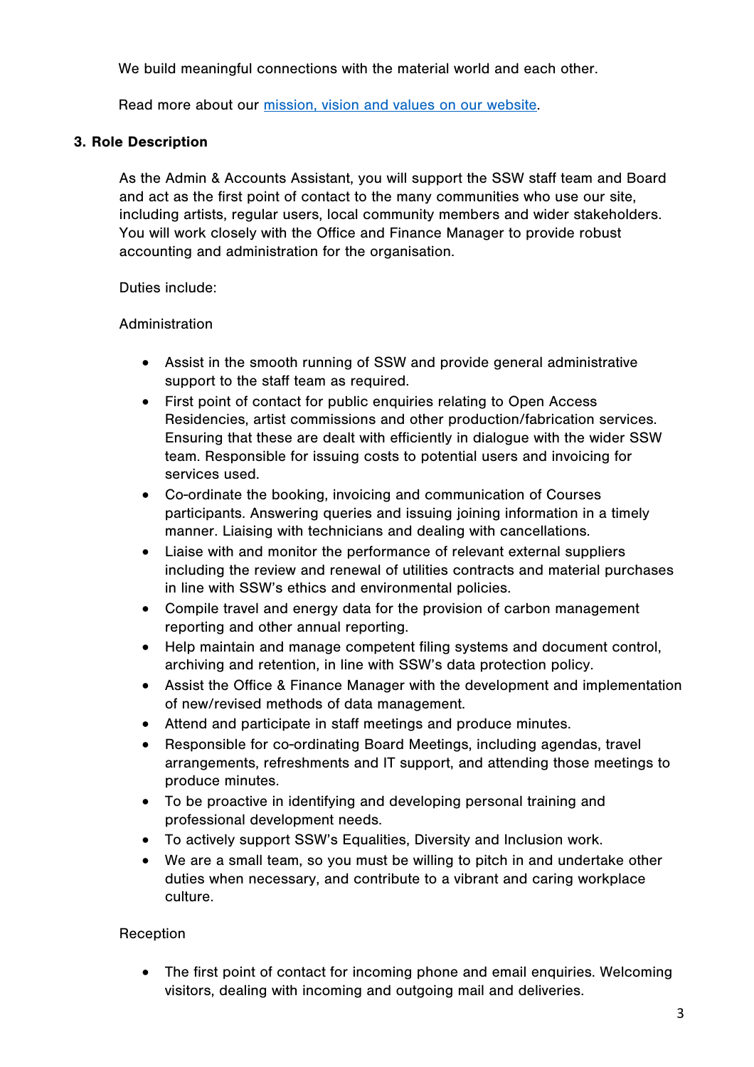We build meaningful connections with the material world and each other.

Read more about our [mission, vision and values on our website](#).

## 3. Role Description

As the Admin & Accounts Assistant, you will support the SSW staff team and Board and act as the first point of contact to the many communities who use our site, including artists, regular users, local community members and wider stakeholders. You will work closely with the Office and Finance Manager to provide robust accounting and administration for the organisation.

Duties include:

Administration

- Assist in the smooth running of SSW and provide general administrative support to the staff team as required.
- First point of contact for public enquiries relating to Open Access Residencies, artist commissions and other production/fabrication services. Ensuring that these are dealt with efficiently in dialogue with the wider SSW team. Responsible for issuing costs to potential users and invoicing for services used.
- Co-ordinate the booking, invoicing and communication of Courses participants. Answering queries and issuing joining information in a timely manner. Liaising with technicians and dealing with cancellations.
- Liaise with and monitor the performance of relevant external suppliers including the review and renewal of utilities contracts and material purchases in line with SSW's ethics and environmental policies.
- Compile travel and energy data for the provision of carbon management reporting and other annual reporting.
- Help maintain and manage competent filing systems and document control, archiving and retention, in line with SSW's data protection policy.
- Assist the Office & Finance Manager with the development and implementation of new/revised methods of data management.
- Attend and participate in staff meetings and produce minutes.
- Responsible for co-ordinating Board Meetings, including agendas, travel arrangements, refreshments and IT support, and attending those meetings to produce minutes.
- To be proactive in identifying and developing personal training and professional development needs.
- To actively support SSW's Equalities, Diversity and Inclusion work.
- We are a small team, so you must be willing to pitch in and undertake other duties when necessary, and contribute to a vibrant and caring workplace culture.

Reception

- The first point of contact for incoming phone and email enquiries. Welcoming visitors, dealing with incoming and outgoing mail and deliveries.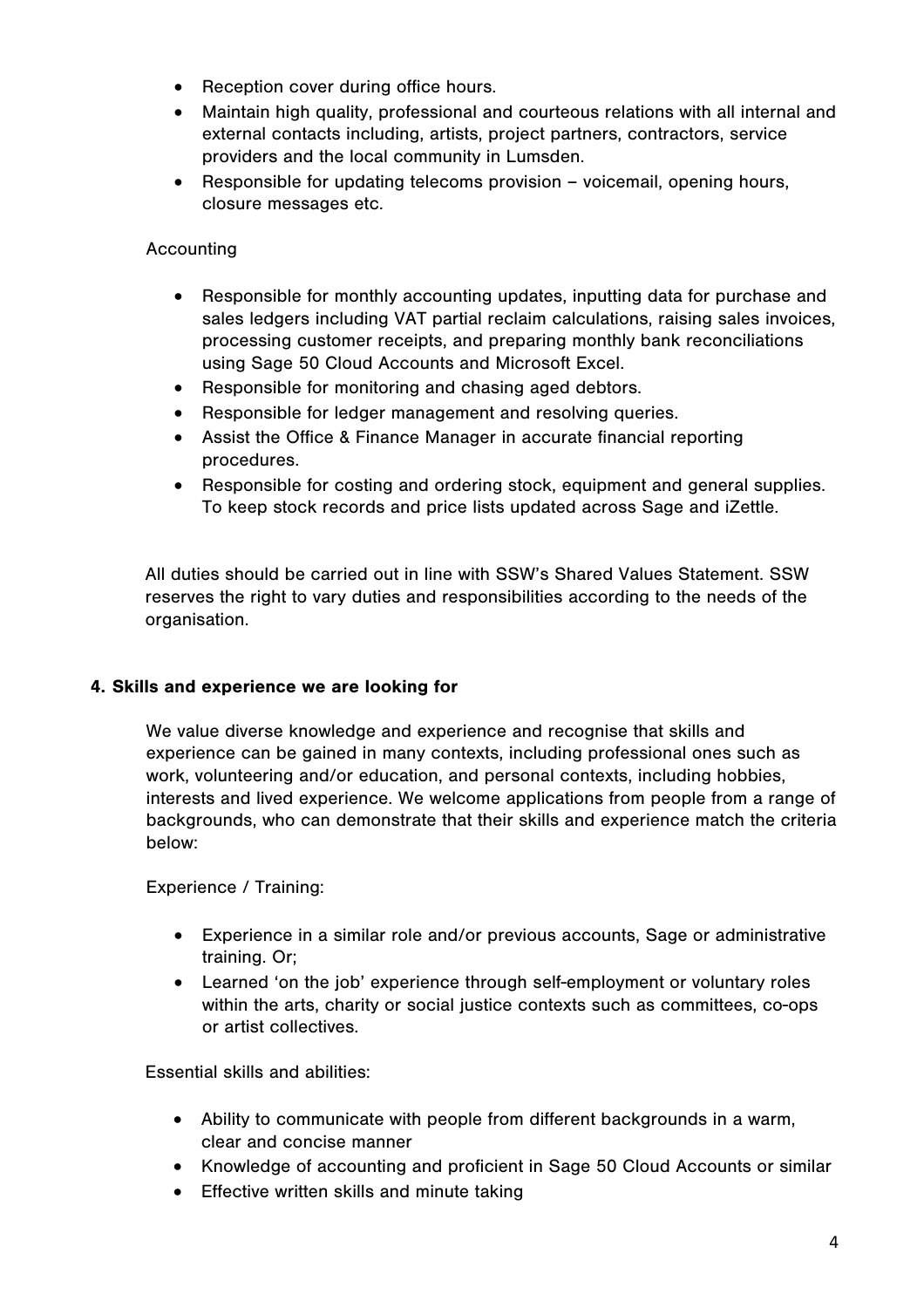- Reception cover during office hours.
- Maintain high quality, professional and courteous relations with all internal and external contacts including, artists, project partners, contractors, service providers and the local community in Lumsden.
- Responsible for updating telecoms provision – voicemail, opening hours, closure messages etc.

Accounting

- Responsible for monthly accounting updates, inputting data for purchase and sales ledgers including VAT partial reclaim calculations, raising sales invoices, processing customer receipts, and preparing monthly bank reconciliations using Sage 50 Cloud Accounts and Microsoft Excel.
- Responsible for monitoring and chasing aged debtors.
- Responsible for ledger management and resolving queries.
- Assist the Office & Finance Manager in accurate financial reporting procedures.
- Responsible for costing and ordering stock, equipment and general supplies. To keep stock records and price lists updated across Sage and iZettle.

All duties should be carried out in line with SSW's Shared Values Statement. SSW reserves the right to vary duties and responsibilities according to the needs of the organisation.

## 4. Skills and experience we are looking for

We value diverse knowledge and experience and recognise that skills and experience can be gained in many contexts, including professional ones such as work, volunteering and/or education, and personal contexts, including hobbies, interests and lived experience. We welcome applications from people from a range of backgrounds, who can demonstrate that their skills and experience match the criteria below:

Experience / Training:

- Experience in a similar role and/or previous accounts, Sage or administrative training. Or;
- Learned 'on the job' experience through self-employment or voluntary roles within the arts, charity or social justice contexts such as committees, co-ops or artist collectives.

Essential skills and abilities:

- Ability to communicate with people from different backgrounds in a warm, clear and concise manner
- Knowledge of accounting and proficient in Sage 50 Cloud Accounts or similar
- Effective written skills and minute taking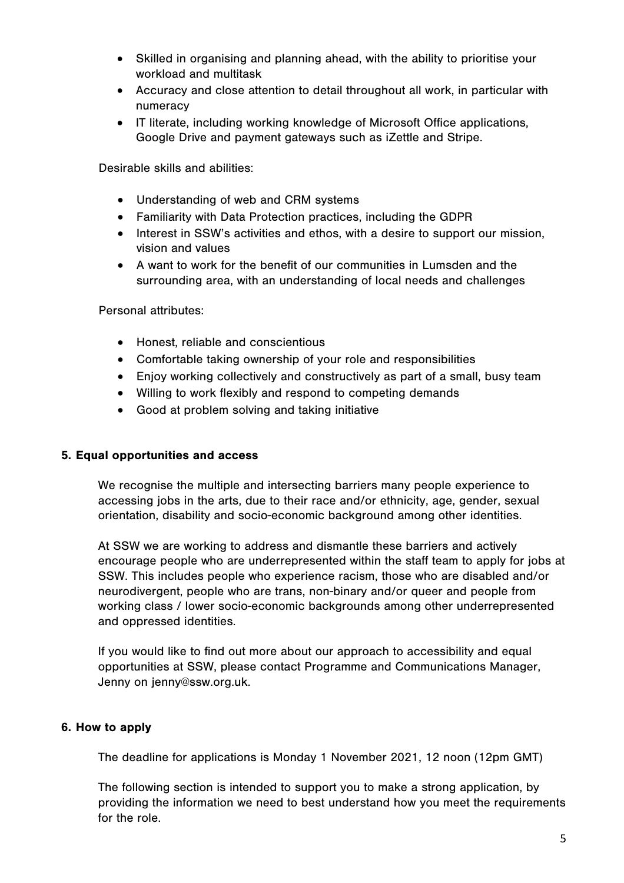- Skilled in organising and planning ahead, with the ability to prioritise your workload and multitask
- Accuracy and close attention to detail throughout all work, in particular with numeracy
- IT literate, including working knowledge of Microsoft Office applications, Google Drive and payment gateways such as iZettle and Stripe.

Desirable skills and abilities:

- Understanding of web and CRM systems
- Familiarity with Data Protection practices, including the GDPR
- Interest in SSW's activities and ethos, with a desire to support our mission, vision and values
- A want to work for the benefit of our communities in Lumsden and the surrounding area, with an understanding of local needs and challenges

Personal attributes:

- Honest, reliable and conscientious
- Comfortable taking ownership of your role and responsibilities
- Enjoy working collectively and constructively as part of a small, busy team
- Willing to work flexibly and respond to competing demands
- Good at problem solving and taking initiative

## 5. Equal opportunities and access

We recognise the multiple and intersecting barriers many people experience to accessing jobs in the arts, due to their race and/or ethnicity, age, gender, sexual orientation, disability and socio-economic background among other identities.

At SSW we are working to address and dismantle these barriers and actively encourage people who are underrepresented within the staff team to apply for jobs at SSW. This includes people who experience racism, those who are disabled and/or neurodivergent, people who are trans, non-binary and/or queer and people from working class / lower socio-economic backgrounds among other underrepresented and oppressed identities.

If you would like to find out more about our approach to accessibility and equal opportunities at SSW, please contact Programme and Communications Manager, Jenny on jenny@ssw.org.uk.

## 6. How to apply

The deadline for applications is Monday 1 November 2021, 12 noon (12pm GMT)

The following section is intended to support you to make a strong application, by providing the information we need to best understand how you meet the requirements for the role.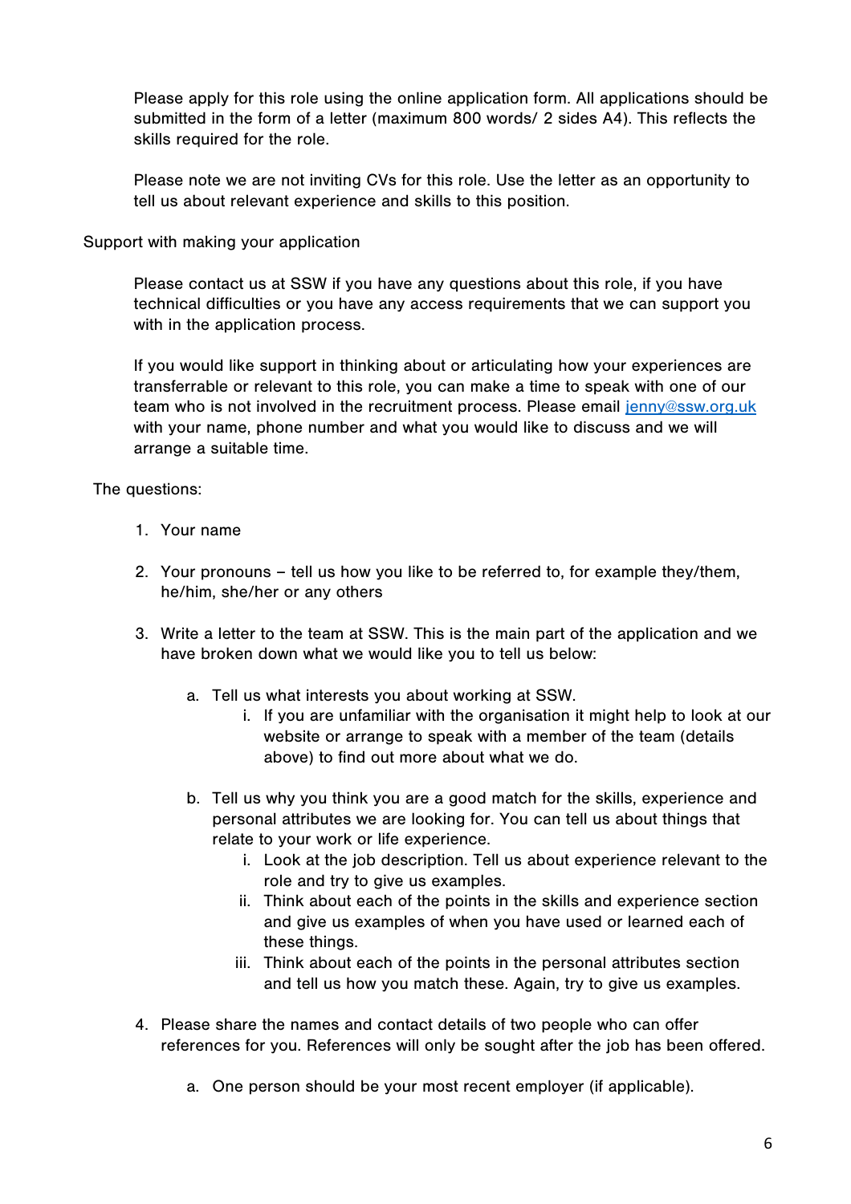Please apply for this role using the online application form. All applications should be submitted in the form of a letter (maximum 800 words/ 2 sides A4). This reflects the skills required for the role.

Please note we are not inviting CVs for this role. Use the letter as an opportunity to tell us about relevant experience and skills to this position.

Support with making your application

Please contact us at SSW if you have any questions about this role, if you have technical difficulties or you have any access requirements that we can support you with in the application process.

If you would like support in thinking about or articulating how your experiences are transferrable or relevant to this role, you can make a time to speak with one of our team who is not involved in the recruitment process. Please email [jenny@ssw.org.uk](mailto:jenny@ssw.org.uk) with your name, phone number and what you would like to discuss and we will arrange a suitable time.

The questions:

1. Your name

2. Your pronouns – tell us how you like to be referred to, for example they/them, he/him, she/her or any others

3. Write a letter to the team at SSW. This is the main part of the application and we have broken down what we would like you to tell us below:

    a. Tell us what interests you about working at SSW.
        i. If you are unfamiliar with the organisation it might help to look at our website or arrange to speak with a member of the team (details above) to find out more about what we do.

    b. Tell us why you think you are a good match for the skills, experience and personal attributes we are looking for. You can tell us about things that relate to your work or life experience.
        i. Look at the job description. Tell us about experience relevant to the role and try to give us examples.
        ii. Think about each of the points in the skills and experience section and give us examples of when you have used or learned each of these things.
        iii. Think about each of the points in the personal attributes section and tell us how you match these. Again, try to give us examples.

4. Please share the names and contact details of two people who can offer references for you. References will only be sought after the job has been offered.

    a. One person should be your most recent employer (if applicable).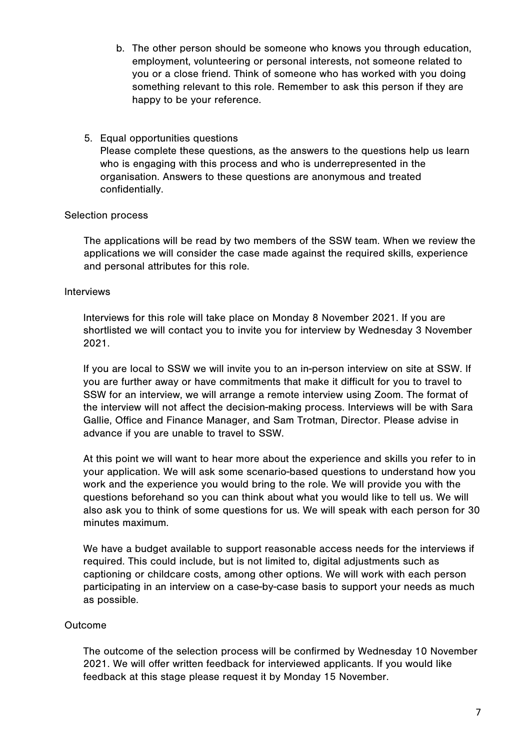b. The other person should be someone who knows you through education, employment, volunteering or personal interests, not someone related to you or a close friend. Think of someone who has worked with you doing something relevant to this role. Remember to ask this person if they are happy to be your reference.

5. Equal opportunities questions
   Please complete these questions, as the answers to the questions help us learn who is engaging with this process and who is underrepresented in the organisation. Answers to these questions are anonymous and treated confidentially.

## Selection process

The applications will be read by two members of the SSW team. When we review the applications we will consider the case made against the required skills, experience and personal attributes for this role.

## Interviews

Interviews for this role will take place on Monday 8 November 2021. If you are shortlisted we will contact you to invite you for interview by Wednesday 3 November 2021.

If you are local to SSW we will invite you to an in-person interview on site at SSW. If you are further away or have commitments that make it difficult for you to travel to SSW for an interview, we will arrange a remote interview using Zoom. The format of the interview will not affect the decision-making process. Interviews will be with Sara Gallie, Office and Finance Manager, and Sam Trotman, Director. Please advise in advance if you are unable to travel to SSW.

At this point we will want to hear more about the experience and skills you refer to in your application. We will ask some scenario-based questions to understand how you work and the experience you would bring to the role. We will provide you with the questions beforehand so you can think about what you would like to tell us. We will also ask you to think of some questions for us. We will speak with each person for 30 minutes maximum.

We have a budget available to support reasonable access needs for the interviews if required. This could include, but is not limited to, digital adjustments such as captioning or childcare costs, among other options. We will work with each person participating in an interview on a case-by-case basis to support your needs as much as possible.

## Outcome

The outcome of the selection process will be confirmed by Wednesday 10 November 2021. We will offer written feedback for interviewed applicants. If you would like feedback at this stage please request it by Monday 15 November.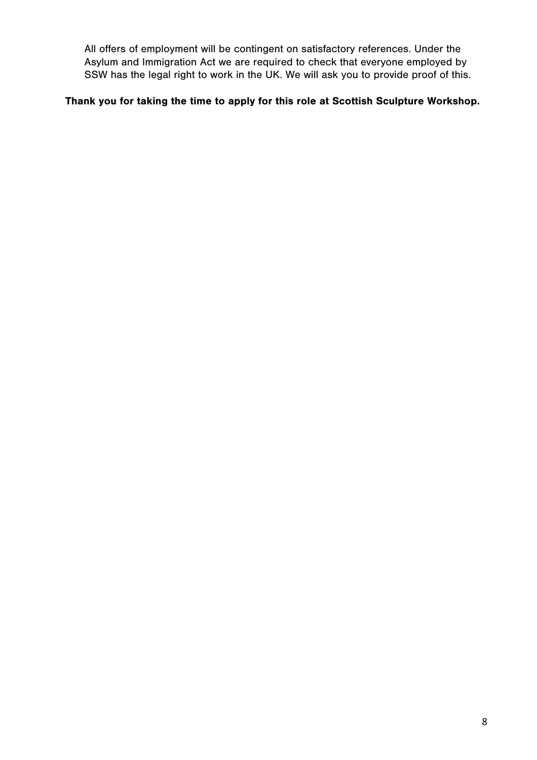All offers of employment will be contingent on satisfactory references. Under the Asylum and Immigration Act we are required to check that everyone employed by SSW has the legal right to work in the UK. We will ask you to provide proof of this.

**Thank you for taking the time to apply for this role at Scottish Sculpture Workshop.**